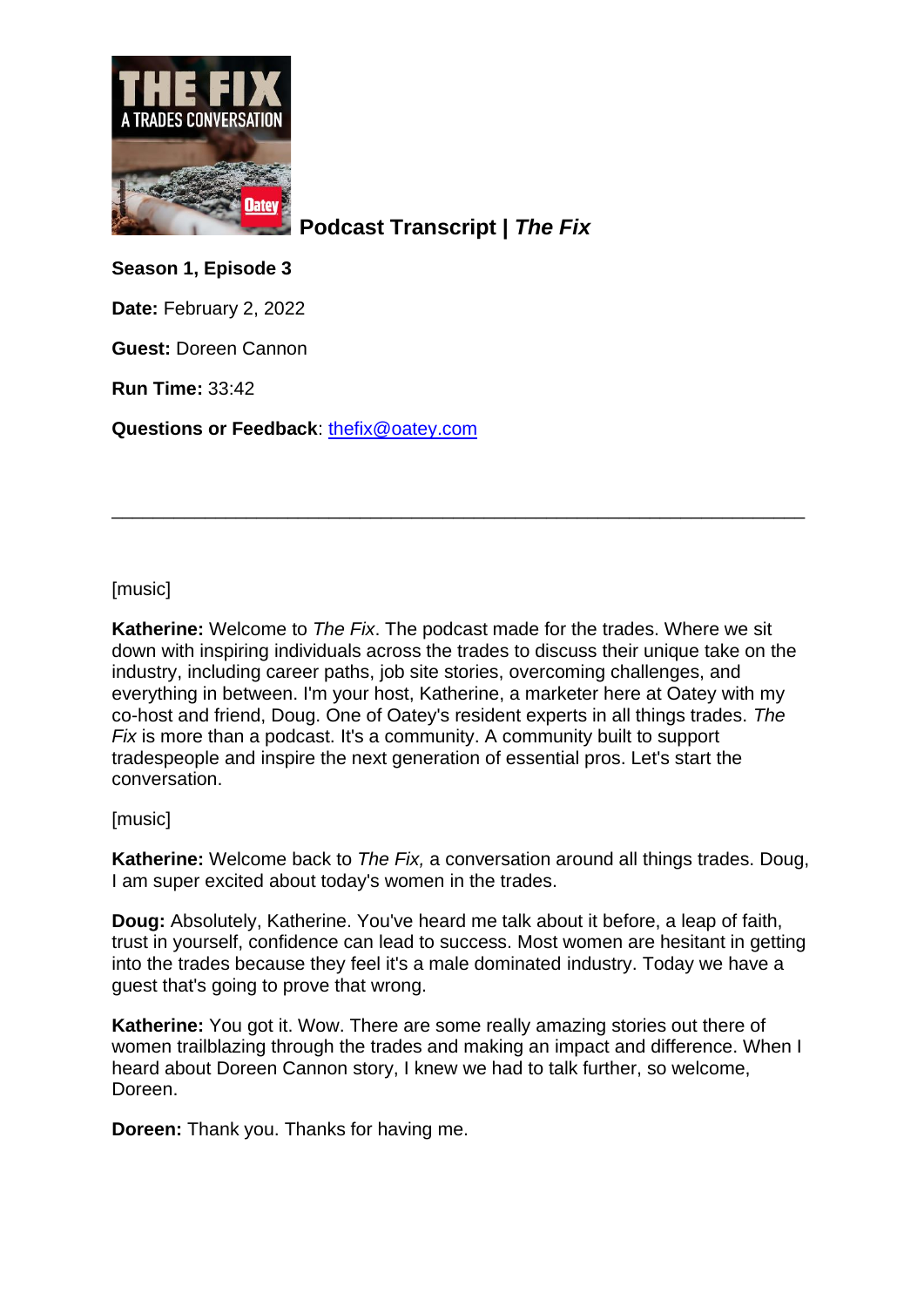# Podcast Transcript | *The Fix*

**Season 1, Episode 3**

**Date:** February 2, 2022

**Guest:** Doreen Cannon

**Run Time:** 33:42

**Questions or Feedback**: thefix@oatey.com

---

[music]

**Katherine:** Welcome to *The Fix*. The podcast made for the trades. Where we sit down with inspiring individuals across the trades to discuss their unique take on the industry, including career paths, job site stories, overcoming challenges, and everything in between. I'm your host, Katherine, a marketer here at Oatey with my co-host and friend, Doug. One of Oatey's resident experts in all things trades. *The Fix* is more than a podcast. It's a community. A community built to support tradespeople and inspire the next generation of essential pros. Let's start the conversation.

[music]

**Katherine:** Welcome back to *The Fix,* a conversation around all things trades. Doug, I am super excited about today's women in the trades.

**Doug:** Absolutely, Katherine. You've heard me talk about it before, a leap of faith, trust in yourself, confidence can lead to success. Most women are hesitant in getting into the trades because they feel it's a male dominated industry. Today we have a guest that's going to prove that wrong.

**Katherine:** You got it. Wow. There are some really amazing stories out there of women trailblazing through the trades and making an impact and difference. When I heard about Doreen Cannon story, I knew we had to talk further, so welcome, Doreen.

**Doreen:** Thank you. Thanks for having me.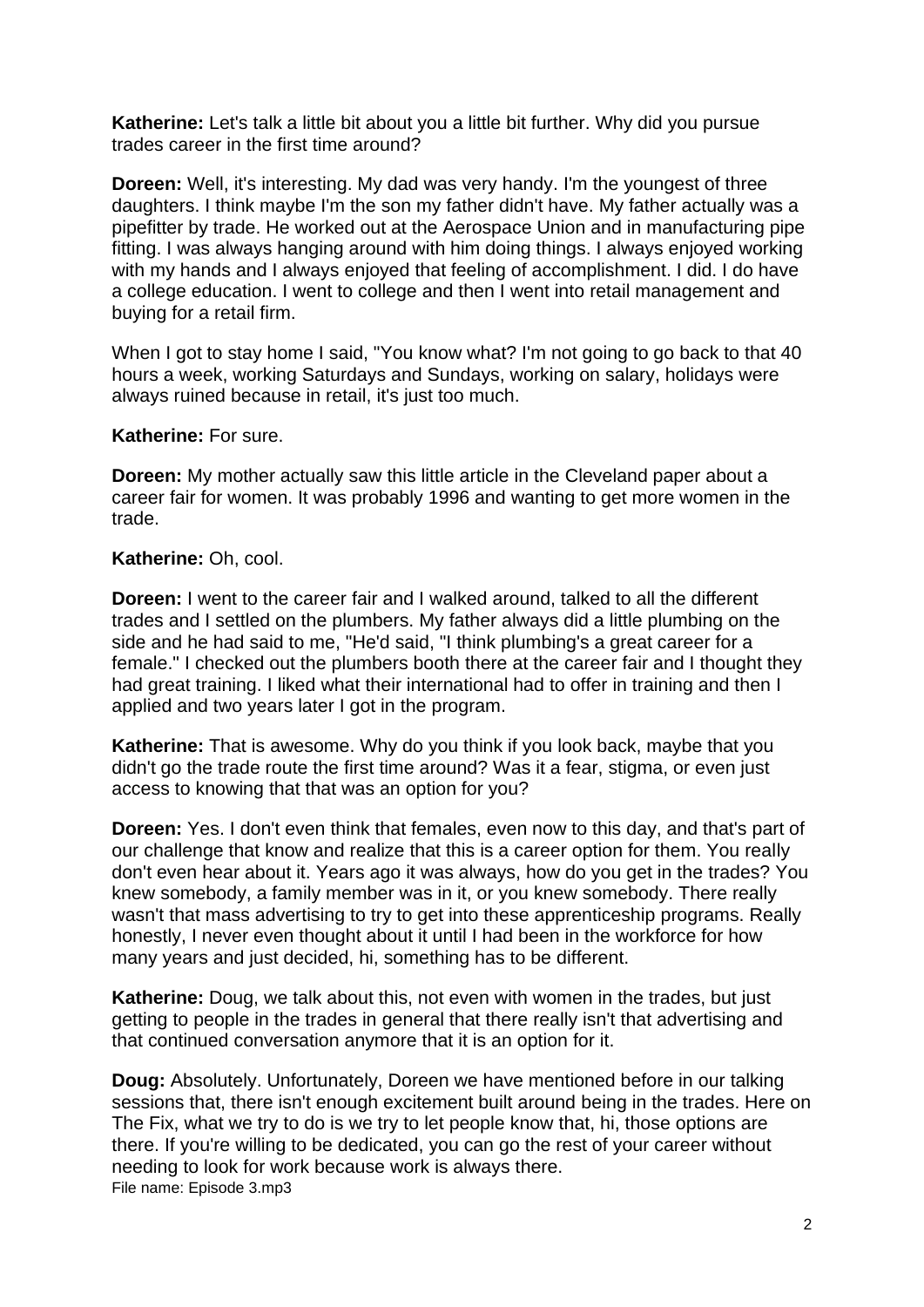**Katherine:** Let's talk a little bit about you a little bit further. Why did you pursue trades career in the first time around?

**Doreen:** Well, it's interesting. My dad was very handy. I'm the youngest of three daughters. I think maybe I'm the son my father didn't have. My father actually was a pipefitter by trade. He worked out at the Aerospace Union and in manufacturing pipe fitting. I was always hanging around with him doing things. I always enjoyed working with my hands and I always enjoyed that feeling of accomplishment. I did. I do have a college education. I went to college and then I went into retail management and buying for a retail firm.

When I got to stay home I said, "You know what? I'm not going to go back to that 40 hours a week, working Saturdays and Sundays, working on salary, holidays were always ruined because in retail, it's just too much.

**Katherine:** For sure.

**Doreen:** My mother actually saw this little article in the Cleveland paper about a career fair for women. It was probably 1996 and wanting to get more women in the trade.

**Katherine:** Oh, cool.

**Doreen:** I went to the career fair and I walked around, talked to all the different trades and I settled on the plumbers. My father always did a little plumbing on the side and he had said to me, "He'd said, "I think plumbing's a great career for a female." I checked out the plumbers booth there at the career fair and I thought they had great training. I liked what their international had to offer in training and then I applied and two years later I got in the program.

**Katherine:** That is awesome. Why do you think if you look back, maybe that you didn't go the trade route the first time around? Was it a fear, stigma, or even just access to knowing that that was an option for you?

**Doreen:** Yes. I don't even think that females, even now to this day, and that's part of our challenge that know and realize that this is a career option for them. You really don't even hear about it. Years ago it was always, how do you get in the trades? You knew somebody, a family member was in it, or you knew somebody. There really wasn't that mass advertising to try to get into these apprenticeship programs. Really honestly, I never even thought about it until I had been in the workforce for how many years and just decided, hi, something has to be different.

**Katherine:** Doug, we talk about this, not even with women in the trades, but just getting to people in the trades in general that there really isn't that advertising and that continued conversation anymore that it is an option for it.

**Doug:** Absolutely. Unfortunately, Doreen we have mentioned before in our talking sessions that, there isn't enough excitement built around being in the trades. Here on The Fix, what we try to do is we try to let people know that, hi, those options are there. If you're willing to be dedicated, you can go the rest of your career without needing to look for work because work is always there.

File name: Episode 3.mp3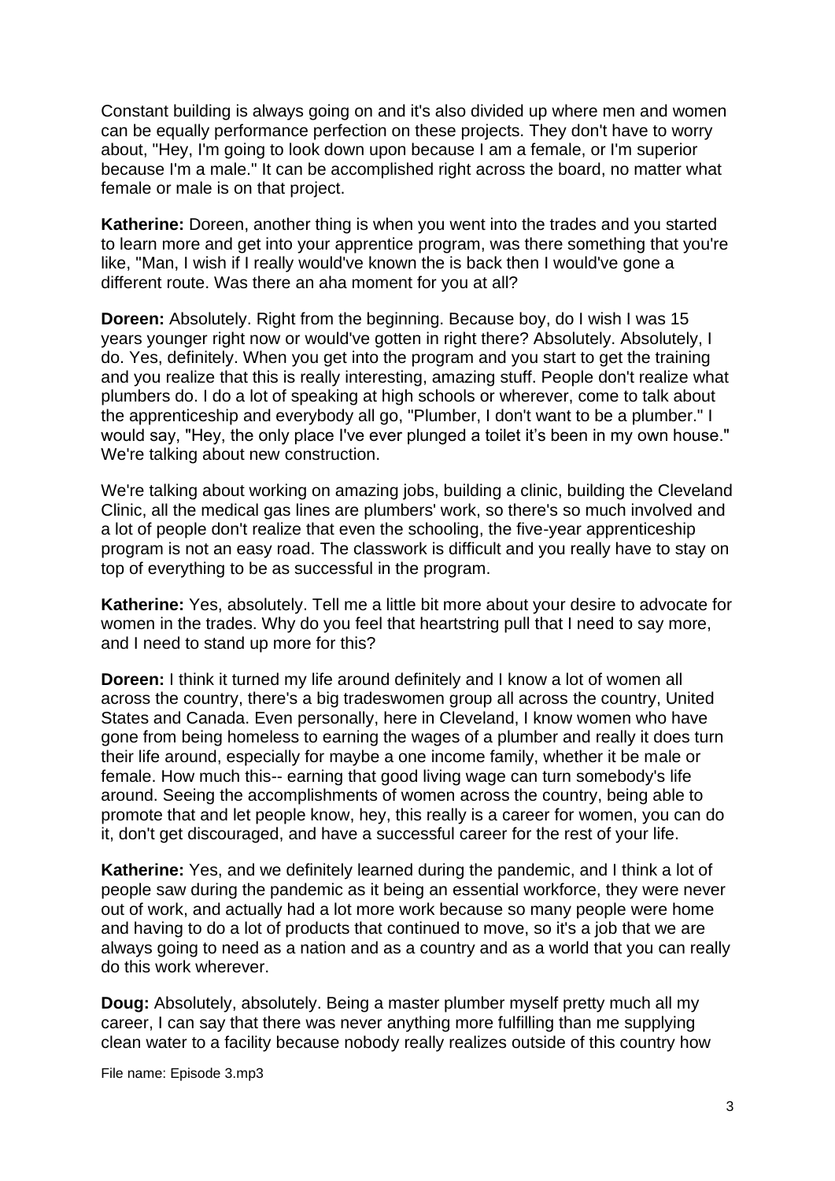Constant building is always going on and it's also divided up where men and women can be equally performance perfection on these projects. They don't have to worry about, "Hey, I'm going to look down upon because I am a female, or I'm superior because I'm a male." It can be accomplished right across the board, no matter what female or male is on that project.

**Katherine:** Doreen, another thing is when you went into the trades and you started to learn more and get into your apprentice program, was there something that you're like, "Man, I wish if I really would've known the is back then I would've gone a different route. Was there an aha moment for you at all?

**Doreen:** Absolutely. Right from the beginning. Because boy, do I wish I was 15 years younger right now or would've gotten in right there? Absolutely. Absolutely, I do. Yes, definitely. When you get into the program and you start to get the training and you realize that this is really interesting, amazing stuff. People don't realize what plumbers do. I do a lot of speaking at high schools or wherever, come to talk about the apprenticeship and everybody all go, "Plumber, I don't want to be a plumber." I would say, "Hey, the only place I've ever plunged a toilet it's been in my own house." We're talking about new construction.

We're talking about working on amazing jobs, building a clinic, building the Cleveland Clinic, all the medical gas lines are plumbers' work, so there's so much involved and a lot of people don't realize that even the schooling, the five-year apprenticeship program is not an easy road. The classwork is difficult and you really have to stay on top of everything to be as successful in the program.

**Katherine:** Yes, absolutely. Tell me a little bit more about your desire to advocate for women in the trades. Why do you feel that heartstring pull that I need to say more, and I need to stand up more for this?

**Doreen:** I think it turned my life around definitely and I know a lot of women all across the country, there's a big tradeswomen group all across the country, United States and Canada. Even personally, here in Cleveland, I know women who have gone from being homeless to earning the wages of a plumber and really it does turn their life around, especially for maybe a one income family, whether it be male or female. How much this-- earning that good living wage can turn somebody's life around. Seeing the accomplishments of women across the country, being able to promote that and let people know, hey, this really is a career for women, you can do it, don't get discouraged, and have a successful career for the rest of your life.

**Katherine:** Yes, and we definitely learned during the pandemic, and I think a lot of people saw during the pandemic as it being an essential workforce, they were never out of work, and actually had a lot more work because so many people were home and having to do a lot of products that continued to move, so it's a job that we are always going to need as a nation and as a country and as a world that you can really do this work wherever.

**Doug:** Absolutely, absolutely. Being a master plumber myself pretty much all my career, I can say that there was never anything more fulfilling than me supplying clean water to a facility because nobody really realizes outside of this country how

File name: Episode 3.mp3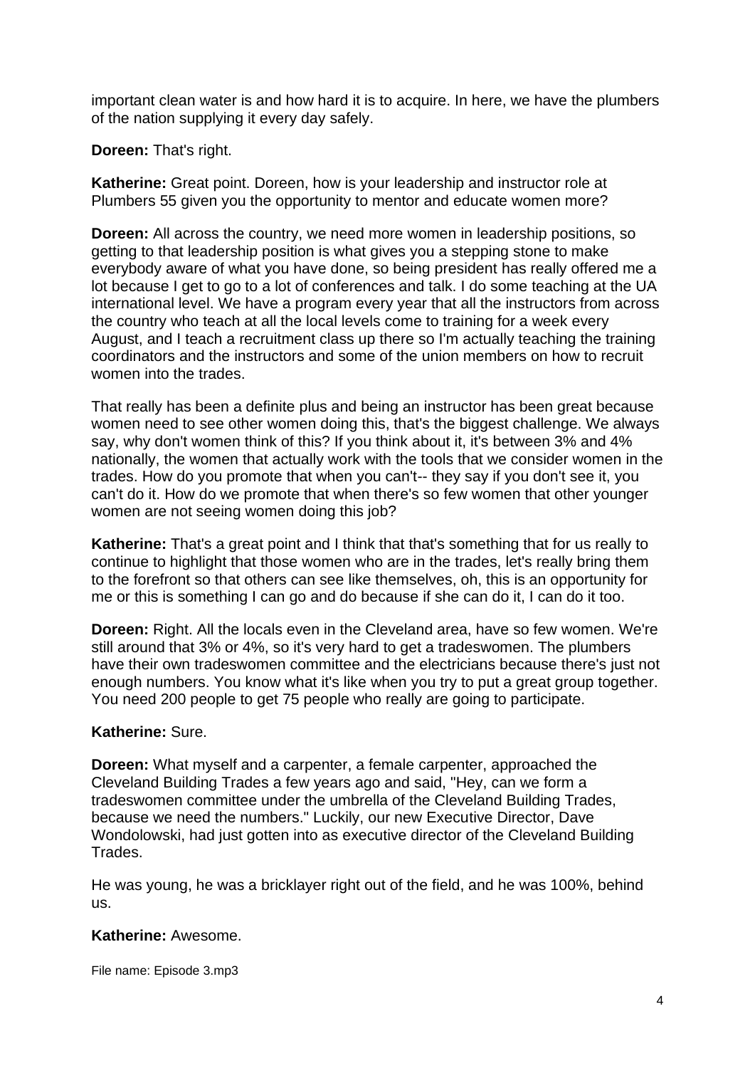important clean water is and how hard it is to acquire. In here, we have the plumbers of the nation supplying it every day safely.

**Doreen:** That's right.

**Katherine:** Great point. Doreen, how is your leadership and instructor role at Plumbers 55 given you the opportunity to mentor and educate women more?

**Doreen:** All across the country, we need more women in leadership positions, so getting to that leadership position is what gives you a stepping stone to make everybody aware of what you have done, so being president has really offered me a lot because I get to go to a lot of conferences and talk. I do some teaching at the UA international level. We have a program every year that all the instructors from across the country who teach at all the local levels come to training for a week every August, and I teach a recruitment class up there so I'm actually teaching the training coordinators and the instructors and some of the union members on how to recruit women into the trades.

That really has been a definite plus and being an instructor has been great because women need to see other women doing this, that's the biggest challenge. We always say, why don't women think of this? If you think about it, it's between 3% and 4% nationally, the women that actually work with the tools that we consider women in the trades. How do you promote that when you can't-- they say if you don't see it, you can't do it. How do we promote that when there's so few women that other younger women are not seeing women doing this job?

**Katherine:** That's a great point and I think that that's something that for us really to continue to highlight that those women who are in the trades, let's really bring them to the forefront so that others can see like themselves, oh, this is an opportunity for me or this is something I can go and do because if she can do it, I can do it too.

**Doreen:** Right. All the locals even in the Cleveland area, have so few women. We're still around that 3% or 4%, so it's very hard to get a tradeswomen. The plumbers have their own tradeswomen committee and the electricians because there's just not enough numbers. You know what it's like when you try to put a great group together. You need 200 people to get 75 people who really are going to participate.

**Katherine:** Sure.

**Doreen:** What myself and a carpenter, a female carpenter, approached the Cleveland Building Trades a few years ago and said, "Hey, can we form a tradeswomen committee under the umbrella of the Cleveland Building Trades, because we need the numbers." Luckily, our new Executive Director, Dave Wondolowski, had just gotten into as executive director of the Cleveland Building Trades.

He was young, he was a bricklayer right out of the field, and he was 100%, behind us.

**Katherine:** Awesome.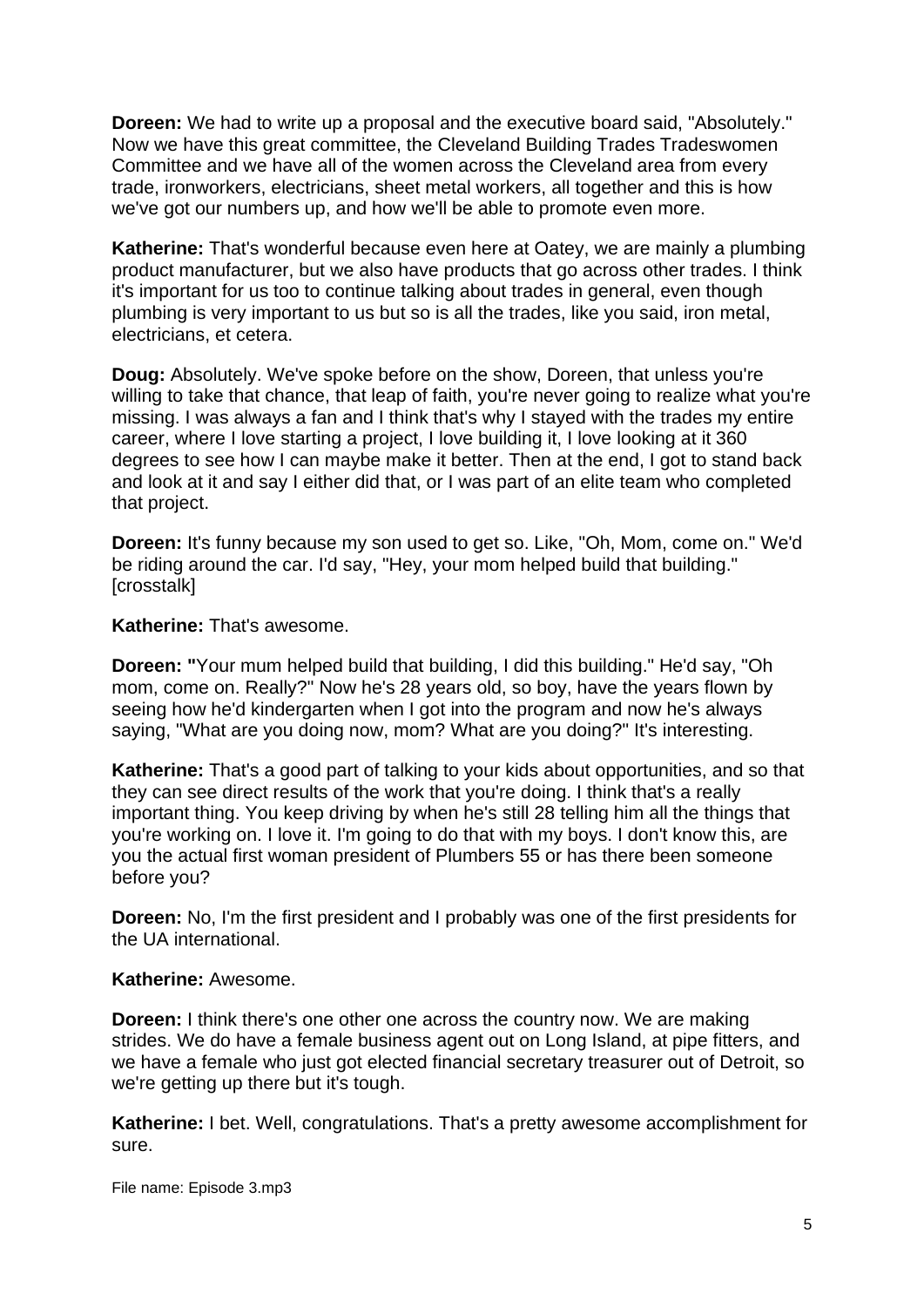**Doreen:** We had to write up a proposal and the executive board said, "Absolutely." Now we have this great committee, the Cleveland Building Trades Tradeswomen Committee and we have all of the women across the Cleveland area from every trade, ironworkers, electricians, sheet metal workers, all together and this is how we've got our numbers up, and how we'll be able to promote even more.

**Katherine:** That's wonderful because even here at Oatey, we are mainly a plumbing product manufacturer, but we also have products that go across other trades. I think it's important for us too to continue talking about trades in general, even though plumbing is very important to us but so is all the trades, like you said, iron metal, electricians, et cetera.

**Doug:** Absolutely. We've spoke before on the show, Doreen, that unless you're willing to take that chance, that leap of faith, you're never going to realize what you're missing. I was always a fan and I think that's why I stayed with the trades my entire career, where I love starting a project, I love building it, I love looking at it 360 degrees to see how I can maybe make it better. Then at the end, I got to stand back and look at it and say I either did that, or I was part of an elite team who completed that project.

**Doreen:** It's funny because my son used to get so. Like, "Oh, Mom, come on." We'd be riding around the car. I'd say, "Hey, your mom helped build that building." [crosstalk]

**Katherine:** That's awesome.

**Doreen:** "Your mum helped build that building, I did this building." He'd say, "Oh mom, come on. Really?" Now he's 28 years old, so boy, have the years flown by seeing how he'd kindergarten when I got into the program and now he's always saying, "What are you doing now, mom? What are you doing?" It's interesting.

**Katherine:** That's a good part of talking to your kids about opportunities, and so that they can see direct results of the work that you're doing. I think that's a really important thing. You keep driving by when he's still 28 telling him all the things that you're working on. I love it. I'm going to do that with my boys. I don't know this, are you the actual first woman president of Plumbers 55 or has there been someone before you?

**Doreen:** No, I'm the first president and I probably was one of the first presidents for the UA international.

**Katherine:** Awesome.

**Doreen:** I think there's one other one across the country now. We are making strides. We do have a female business agent out on Long Island, at pipe fitters, and we have a female who just got elected financial secretary treasurer out of Detroit, so we're getting up there but it's tough.

**Katherine:** I bet. Well, congratulations. That's a pretty awesome accomplishment for sure.

File name: Episode 3.mp3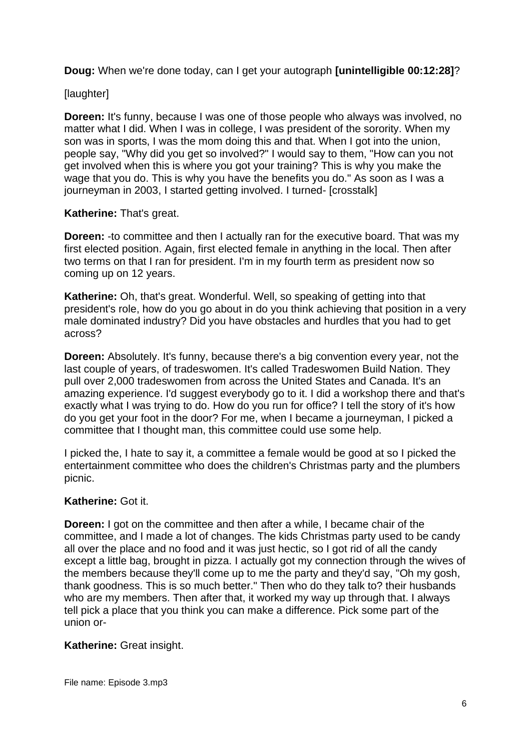**Doug:** When we're done today, can I get your autograph **[unintelligible 00:12:28]**?

[laughter]

**Doreen:** It's funny, because I was one of those people who always was involved, no matter what I did. When I was in college, I was president of the sorority. When my son was in sports, I was the mom doing this and that. When I got into the union, people say, "Why did you get so involved?" I would say to them, "How can you not get involved when this is where you got your training? This is why you make the wage that you do. This is why you have the benefits you do." As soon as I was a journeyman in 2003, I started getting involved. I turned- [crosstalk]

**Katherine:** That's great.

**Doreen:** -to committee and then I actually ran for the executive board. That was my first elected position. Again, first elected female in anything in the local. Then after two terms on that I ran for president. I'm in my fourth term as president now so coming up on 12 years.

**Katherine:** Oh, that's great. Wonderful. Well, so speaking of getting into that president's role, how do you go about in do you think achieving that position in a very male dominated industry? Did you have obstacles and hurdles that you had to get across?

**Doreen:** Absolutely. It's funny, because there's a big convention every year, not the last couple of years, of tradeswomen. It's called Tradeswomen Build Nation. They pull over 2,000 tradeswomen from across the United States and Canada. It's an amazing experience. I'd suggest everybody go to it. I did a workshop there and that's exactly what I was trying to do. How do you run for office? I tell the story of it's how do you get your foot in the door? For me, when I became a journeyman, I picked a committee that I thought man, this committee could use some help.

I picked the, I hate to say it, a committee a female would be good at so I picked the entertainment committee who does the children's Christmas party and the plumbers picnic.

**Katherine:** Got it.

**Doreen:** I got on the committee and then after a while, I became chair of the committee, and I made a lot of changes. The kids Christmas party used to be candy all over the place and no food and it was just hectic, so I got rid of all the candy except a little bag, brought in pizza. I actually got my connection through the wives of the members because they'll come up to me the party and they'd say, "Oh my gosh, thank goodness. This is so much better." Then who do they talk to? their husbands who are my members. Then after that, it worked my way up through that. I always tell pick a place that you think you can make a difference. Pick some part of the union or-

**Katherine:** Great insight.

File name: Episode 3.mp3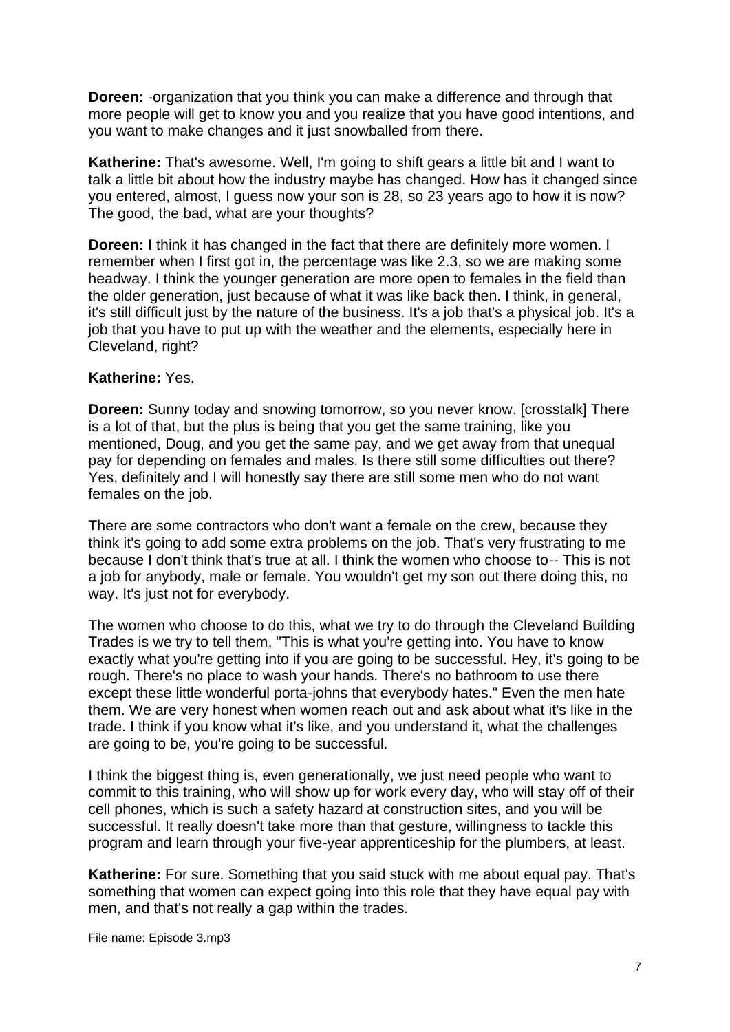**Doreen:** -organization that you think you can make a difference and through that more people will get to know you and you realize that you have good intentions, and you want to make changes and it just snowballed from there.

**Katherine:** That's awesome. Well, I'm going to shift gears a little bit and I want to talk a little bit about how the industry maybe has changed. How has it changed since you entered, almost, I guess now your son is 28, so 23 years ago to how it is now? The good, the bad, what are your thoughts?

**Doreen:** I think it has changed in the fact that there are definitely more women. I remember when I first got in, the percentage was like 2.3, so we are making some headway. I think the younger generation are more open to females in the field than the older generation, just because of what it was like back then. I think, in general, it's still difficult just by the nature of the business. It's a job that's a physical job. It's a job that you have to put up with the weather and the elements, especially here in Cleveland, right?

**Katherine:** Yes.

**Doreen:** Sunny today and snowing tomorrow, so you never know. [crosstalk] There is a lot of that, but the plus is being that you get the same training, like you mentioned, Doug, and you get the same pay, and we get away from that unequal pay for depending on females and males. Is there still some difficulties out there? Yes, definitely and I will honestly say there are still some men who do not want females on the job.

There are some contractors who don't want a female on the crew, because they think it's going to add some extra problems on the job. That's very frustrating to me because I don't think that's true at all. I think the women who choose to-- This is not a job for anybody, male or female. You wouldn't get my son out there doing this, no way. It's just not for everybody.

The women who choose to do this, what we try to do through the Cleveland Building Trades is we try to tell them, "This is what you're getting into. You have to know exactly what you're getting into if you are going to be successful. Hey, it's going to be rough. There's no place to wash your hands. There's no bathroom to use there except these little wonderful porta-johns that everybody hates." Even the men hate them. We are very honest when women reach out and ask about what it's like in the trade. I think if you know what it's like, and you understand it, what the challenges are going to be, you're going to be successful.

I think the biggest thing is, even generationally, we just need people who want to commit to this training, who will show up for work every day, who will stay off of their cell phones, which is such a safety hazard at construction sites, and you will be successful. It really doesn't take more than that gesture, willingness to tackle this program and learn through your five-year apprenticeship for the plumbers, at least.

**Katherine:** For sure. Something that you said stuck with me about equal pay. That's something that women can expect going into this role that they have equal pay with men, and that's not really a gap within the trades.

File name: Episode 3.mp3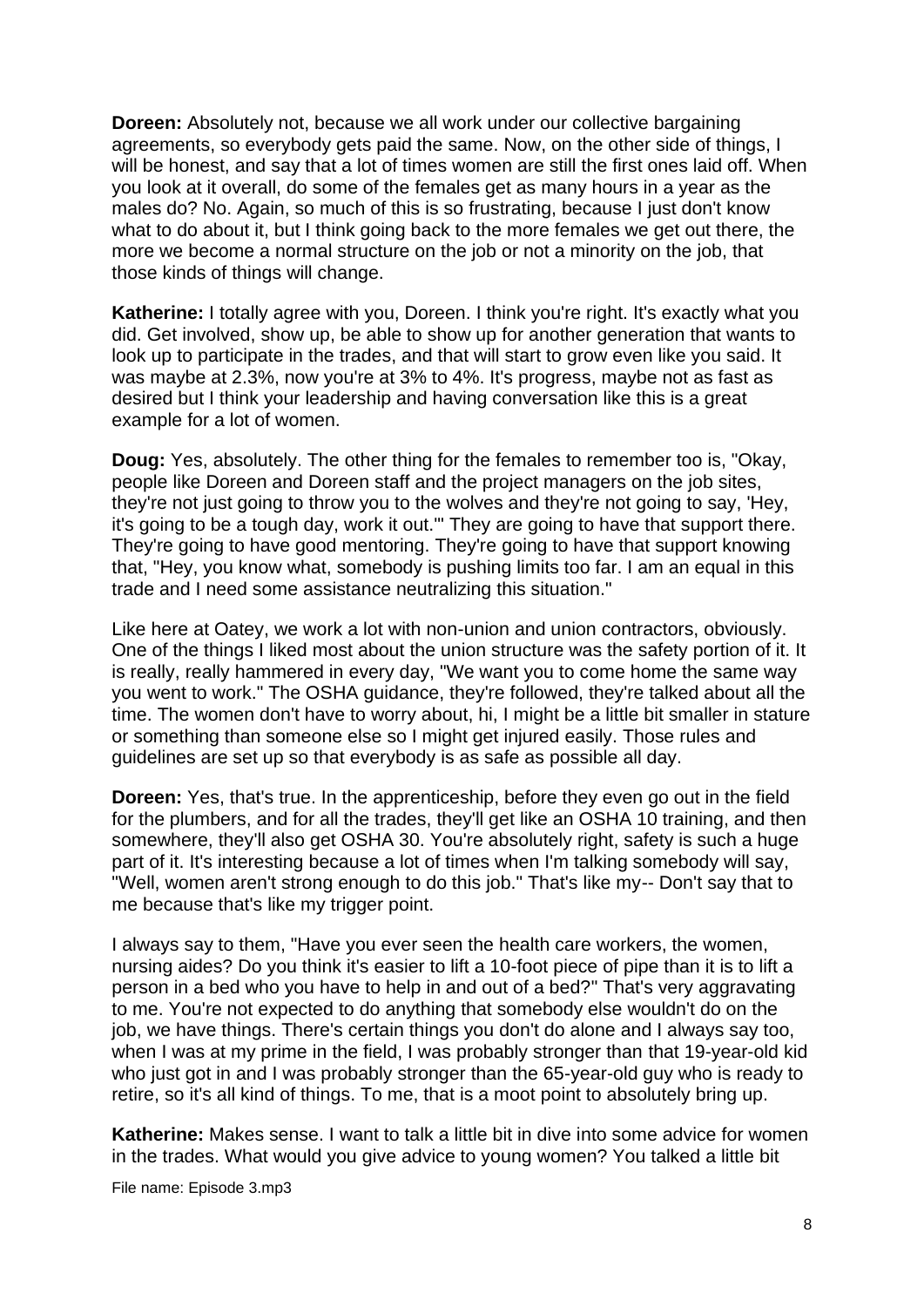**Doreen:** Absolutely not, because we all work under our collective bargaining agreements, so everybody gets paid the same. Now, on the other side of things, I will be honest, and say that a lot of times women are still the first ones laid off. When you look at it overall, do some of the females get as many hours in a year as the males do? No. Again, so much of this is so frustrating, because I just don't know what to do about it, but I think going back to the more females we get out there, the more we become a normal structure on the job or not a minority on the job, that those kinds of things will change.

**Katherine:** I totally agree with you, Doreen. I think you're right. It's exactly what you did. Get involved, show up, be able to show up for another generation that wants to look up to participate in the trades, and that will start to grow even like you said. It was maybe at 2.3%, now you're at 3% to 4%. It's progress, maybe not as fast as desired but I think your leadership and having conversation like this is a great example for a lot of women.

**Doug:** Yes, absolutely. The other thing for the females to remember too is, "Okay, people like Doreen and Doreen staff and the project managers on the job sites, they're not just going to throw you to the wolves and they're not going to say, 'Hey, it's going to be a tough day, work it out.'" They are going to have that support there. They're going to have good mentoring. They're going to have that support knowing that, "Hey, you know what, somebody is pushing limits too far. I am an equal in this trade and I need some assistance neutralizing this situation."

Like here at Oatey, we work a lot with non-union and union contractors, obviously. One of the things I liked most about the union structure was the safety portion of it. It is really, really hammered in every day, "We want you to come home the same way you went to work." The OSHA guidance, they're followed, they're talked about all the time. The women don't have to worry about, hi, I might be a little bit smaller in stature or something than someone else so I might get injured easily. Those rules and guidelines are set up so that everybody is as safe as possible all day.

**Doreen:** Yes, that's true. In the apprenticeship, before they even go out in the field for the plumbers, and for all the trades, they'll get like an OSHA 10 training, and then somewhere, they'll also get OSHA 30. You're absolutely right, safety is such a huge part of it. It's interesting because a lot of times when I'm talking somebody will say, "Well, women aren't strong enough to do this job." That's like my-- Don't say that to me because that's like my trigger point.

I always say to them, "Have you ever seen the health care workers, the women, nursing aides? Do you think it's easier to lift a 10-foot piece of pipe than it is to lift a person in a bed who you have to help in and out of a bed?" That's very aggravating to me. You're not expected to do anything that somebody else wouldn't do on the job, we have things. There's certain things you don't do alone and I always say too, when I was at my prime in the field, I was probably stronger than that 19-year-old kid who just got in and I was probably stronger than the 65-year-old guy who is ready to retire, so it's all kind of things. To me, that is a moot point to absolutely bring up.

**Katherine:** Makes sense. I want to talk a little bit in dive into some advice for women in the trades. What would you give advice to young women? You talked a little bit

File name: Episode 3.mp3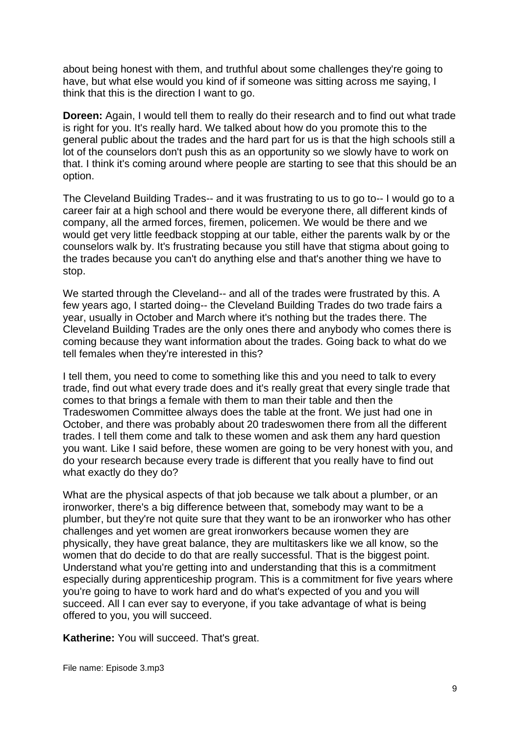about being honest with them, and truthful about some challenges they're going to have, but what else would you kind of if someone was sitting across me saying, I think that this is the direction I want to go.

**Doreen:** Again, I would tell them to really do their research and to find out what trade is right for you. It's really hard. We talked about how do you promote this to the general public about the trades and the hard part for us is that the high schools still a lot of the counselors don't push this as an opportunity so we slowly have to work on that. I think it's coming around where people are starting to see that this should be an option.

The Cleveland Building Trades-- and it was frustrating to us to go to-- I would go to a career fair at a high school and there would be everyone there, all different kinds of company, all the armed forces, firemen, policemen. We would be there and we would get very little feedback stopping at our table, either the parents walk by or the counselors walk by. It's frustrating because you still have that stigma about going to the trades because you can't do anything else and that's another thing we have to stop.

We started through the Cleveland-- and all of the trades were frustrated by this. A few years ago, I started doing-- the Cleveland Building Trades do two trade fairs a year, usually in October and March where it's nothing but the trades there. The Cleveland Building Trades are the only ones there and anybody who comes there is coming because they want information about the trades. Going back to what do we tell females when they're interested in this?

I tell them, you need to come to something like this and you need to talk to every trade, find out what every trade does and it's really great that every single trade that comes to that brings a female with them to man their table and then the Tradeswomen Committee always does the table at the front. We just had one in October, and there was probably about 20 tradeswomen there from all the different trades. I tell them come and talk to these women and ask them any hard question you want. Like I said before, these women are going to be very honest with you, and do your research because every trade is different that you really have to find out what exactly do they do?

What are the physical aspects of that job because we talk about a plumber, or an ironworker, there's a big difference between that, somebody may want to be a plumber, but they're not quite sure that they want to be an ironworker who has other challenges and yet women are great ironworkers because women they are physically, they have great balance, they are multitaskers like we all know, so the women that do decide to do that are really successful. That is the biggest point. Understand what you're getting into and understanding that this is a commitment especially during apprenticeship program. This is a commitment for five years where you're going to have to work hard and do what's expected of you and you will succeed. All I can ever say to everyone, if you take advantage of what is being offered to you, you will succeed.

**Katherine:** You will succeed. That's great.

File name: Episode 3.mp3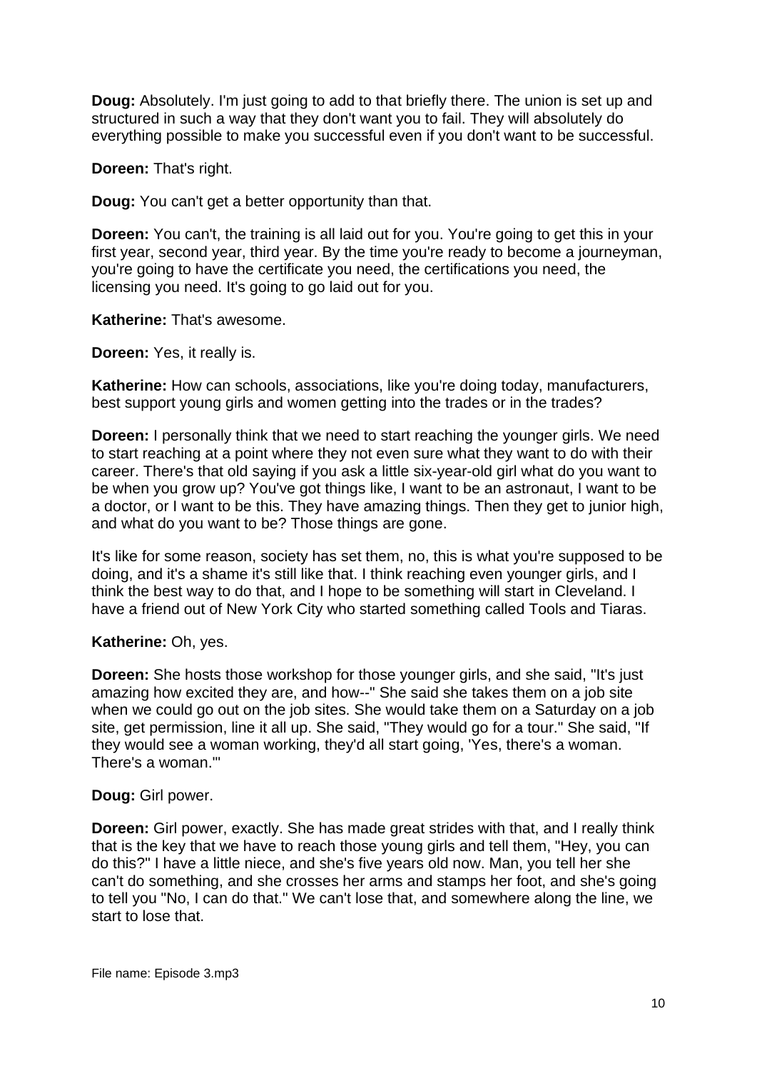**Doug:** Absolutely. I'm just going to add to that briefly there. The union is set up and structured in such a way that they don't want you to fail. They will absolutely do everything possible to make you successful even if you don't want to be successful.

**Doreen:** That's right.

**Doug:** You can't get a better opportunity than that.

**Doreen:** You can't, the training is all laid out for you. You're going to get this in your first year, second year, third year. By the time you're ready to become a journeyman, you're going to have the certificate you need, the certifications you need, the licensing you need. It's going to go laid out for you.

**Katherine:** That's awesome.

**Doreen:** Yes, it really is.

**Katherine:** How can schools, associations, like you're doing today, manufacturers, best support young girls and women getting into the trades or in the trades?

**Doreen:** I personally think that we need to start reaching the younger girls. We need to start reaching at a point where they not even sure what they want to do with their career. There's that old saying if you ask a little six-year-old girl what do you want to be when you grow up? You've got things like, I want to be an astronaut, I want to be a doctor, or I want to be this. They have amazing things. Then they get to junior high, and what do you want to be? Those things are gone.

It's like for some reason, society has set them, no, this is what you're supposed to be doing, and it's a shame it's still like that. I think reaching even younger girls, and I think the best way to do that, and I hope to be something will start in Cleveland. I have a friend out of New York City who started something called Tools and Tiaras.

**Katherine:** Oh, yes.

**Doreen:** She hosts those workshop for those younger girls, and she said, "It's just amazing how excited they are, and how--" She said she takes them on a job site when we could go out on the job sites. She would take them on a Saturday on a job site, get permission, line it all up. She said, "They would go for a tour." She said, "If they would see a woman working, they'd all start going, 'Yes, there's a woman. There's a woman.'"

**Doug:** Girl power.

**Doreen:** Girl power, exactly. She has made great strides with that, and I really think that is the key that we have to reach those young girls and tell them, "Hey, you can do this?" I have a little niece, and she's five years old now. Man, you tell her she can't do something, and she crosses her arms and stamps her foot, and she's going to tell you "No, I can do that." We can't lose that, and somewhere along the line, we start to lose that.

File name: Episode 3.mp3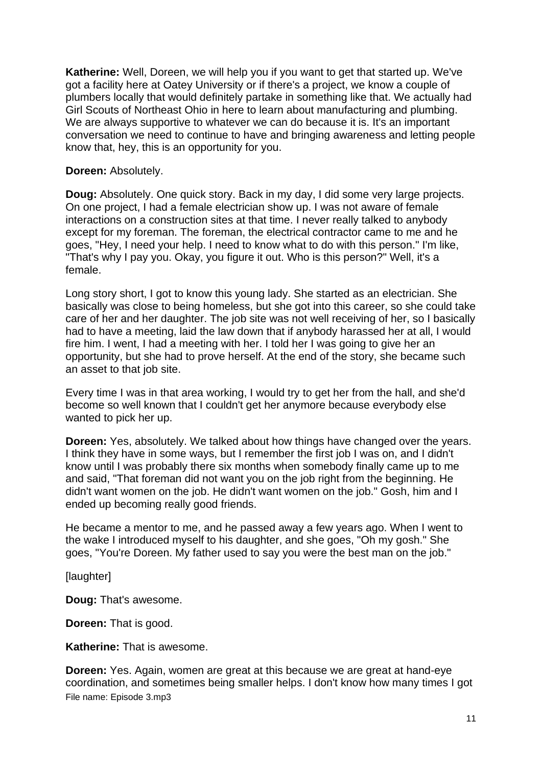**Katherine:** Well, Doreen, we will help you if you want to get that started up. We've got a facility here at Oatey University or if there's a project, we know a couple of plumbers locally that would definitely partake in something like that. We actually had Girl Scouts of Northeast Ohio in here to learn about manufacturing and plumbing. We are always supportive to whatever we can do because it is. It's an important conversation we need to continue to have and bringing awareness and letting people know that, hey, this is an opportunity for you.

**Doreen:** Absolutely.

**Doug:** Absolutely. One quick story. Back in my day, I did some very large projects. On one project, I had a female electrician show up. I was not aware of female interactions on a construction sites at that time. I never really talked to anybody except for my foreman. The foreman, the electrical contractor came to me and he goes, "Hey, I need your help. I need to know what to do with this person." I'm like, "That's why I pay you. Okay, you figure it out. Who is this person?" Well, it's a female.

Long story short, I got to know this young lady. She started as an electrician. She basically was close to being homeless, but she got into this career, so she could take care of her and her daughter. The job site was not well receiving of her, so I basically had to have a meeting, laid the law down that if anybody harassed her at all, I would fire him. I went, I had a meeting with her. I told her I was going to give her an opportunity, but she had to prove herself. At the end of the story, she became such an asset to that job site.

Every time I was in that area working, I would try to get her from the hall, and she'd become so well known that I couldn't get her anymore because everybody else wanted to pick her up.

**Doreen:** Yes, absolutely. We talked about how things have changed over the years. I think they have in some ways, but I remember the first job I was on, and I didn't know until I was probably there six months when somebody finally came up to me and said, "That foreman did not want you on the job right from the beginning. He didn't want women on the job. He didn't want women on the job." Gosh, him and I ended up becoming really good friends.

He became a mentor to me, and he passed away a few years ago. When I went to the wake I introduced myself to his daughter, and she goes, "Oh my gosh." She goes, "You're Doreen. My father used to say you were the best man on the job."

[laughter]

**Doug:** That's awesome.

**Doreen:** That is good.

**Katherine:** That is awesome.

**Doreen:** Yes. Again, women are great at this because we are great at hand-eye coordination, and sometimes being smaller helps. I don't know how many times I got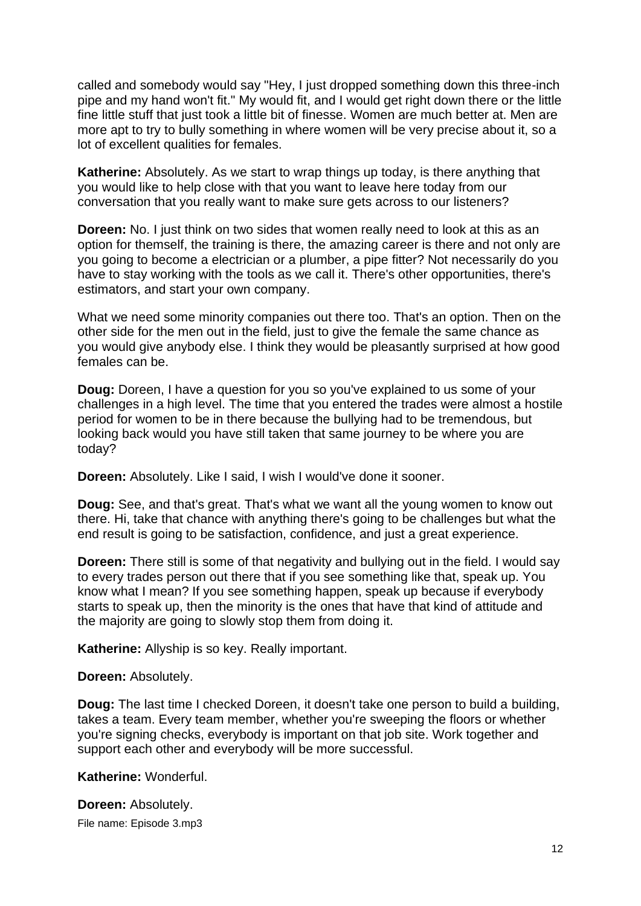called and somebody would say "Hey, I just dropped something down this three-inch pipe and my hand won't fit." My would fit, and I would get right down there or the little fine little stuff that just took a little bit of finesse. Women are much better at. Men are more apt to try to bully something in where women will be very precise about it, so a lot of excellent qualities for females.

**Katherine:** Absolutely. As we start to wrap things up today, is there anything that you would like to help close with that you want to leave here today from our conversation that you really want to make sure gets across to our listeners?

**Doreen:** No. I just think on two sides that women really need to look at this as an option for themself, the training is there, the amazing career is there and not only are you going to become a electrician or a plumber, a pipe fitter? Not necessarily do you have to stay working with the tools as we call it. There's other opportunities, there's estimators, and start your own company.

What we need some minority companies out there too. That's an option. Then on the other side for the men out in the field, just to give the female the same chance as you would give anybody else. I think they would be pleasantly surprised at how good females can be.

**Doug:** Doreen, I have a question for you so you've explained to us some of your challenges in a high level. The time that you entered the trades were almost a hostile period for women to be in there because the bullying had to be tremendous, but looking back would you have still taken that same journey to be where you are today?

**Doreen:** Absolutely. Like I said, I wish I would've done it sooner.

**Doug:** See, and that's great. That's what we want all the young women to know out there. Hi, take that chance with anything there's going to be challenges but what the end result is going to be satisfaction, confidence, and just a great experience.

**Doreen:** There still is some of that negativity and bullying out in the field. I would say to every trades person out there that if you see something like that, speak up. You know what I mean? If you see something happen, speak up because if everybody starts to speak up, then the minority is the ones that have that kind of attitude and the majority are going to slowly stop them from doing it.

**Katherine:** Allyship is so key. Really important.

**Doreen:** Absolutely.

**Doug:** The last time I checked Doreen, it doesn't take one person to build a building, takes a team. Every team member, whether you're sweeping the floors or whether you're signing checks, everybody is important on that job site. Work together and support each other and everybody will be more successful.

**Katherine:** Wonderful.

**Doreen:** Absolutely.

File name: Episode 3.mp3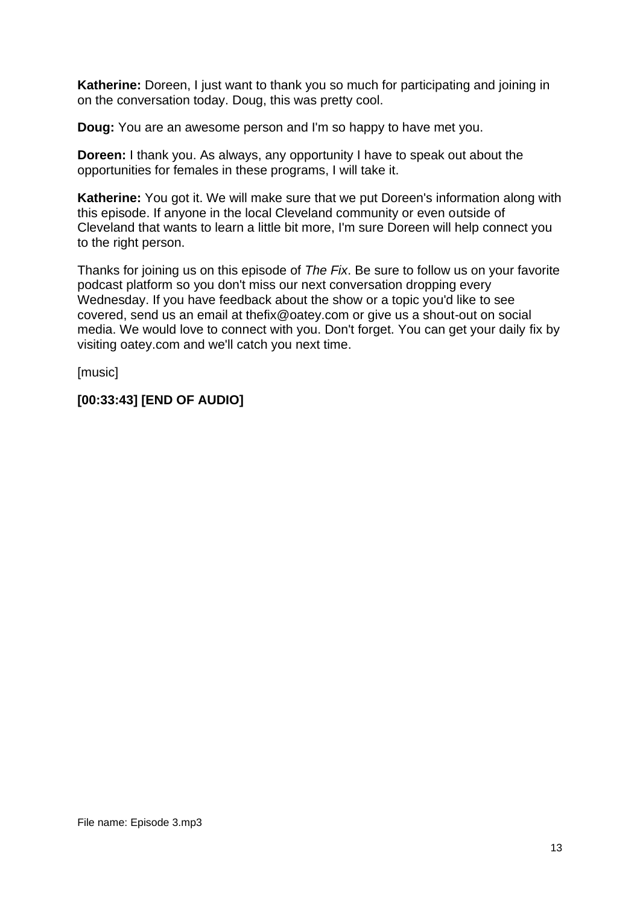**Katherine:** Doreen, I just want to thank you so much for participating and joining in on the conversation today. Doug, this was pretty cool.

**Doug:** You are an awesome person and I'm so happy to have met you.

**Doreen:** I thank you. As always, any opportunity I have to speak out about the opportunities for females in these programs, I will take it.

**Katherine:** You got it. We will make sure that we put Doreen's information along with this episode. If anyone in the local Cleveland community or even outside of Cleveland that wants to learn a little bit more, I'm sure Doreen will help connect you to the right person.

Thanks for joining us on this episode of *The Fix*. Be sure to follow us on your favorite podcast platform so you don't miss our next conversation dropping every Wednesday. If you have feedback about the show or a topic you'd like to see covered, send us an email at thefix@oatey.com or give us a shout-out on social media. We would love to connect with you. Don't forget. You can get your daily fix by visiting oatey.com and we'll catch you next time.

[music]

**[00:33:43] [END OF AUDIO]**

File name: Episode 3.mp3